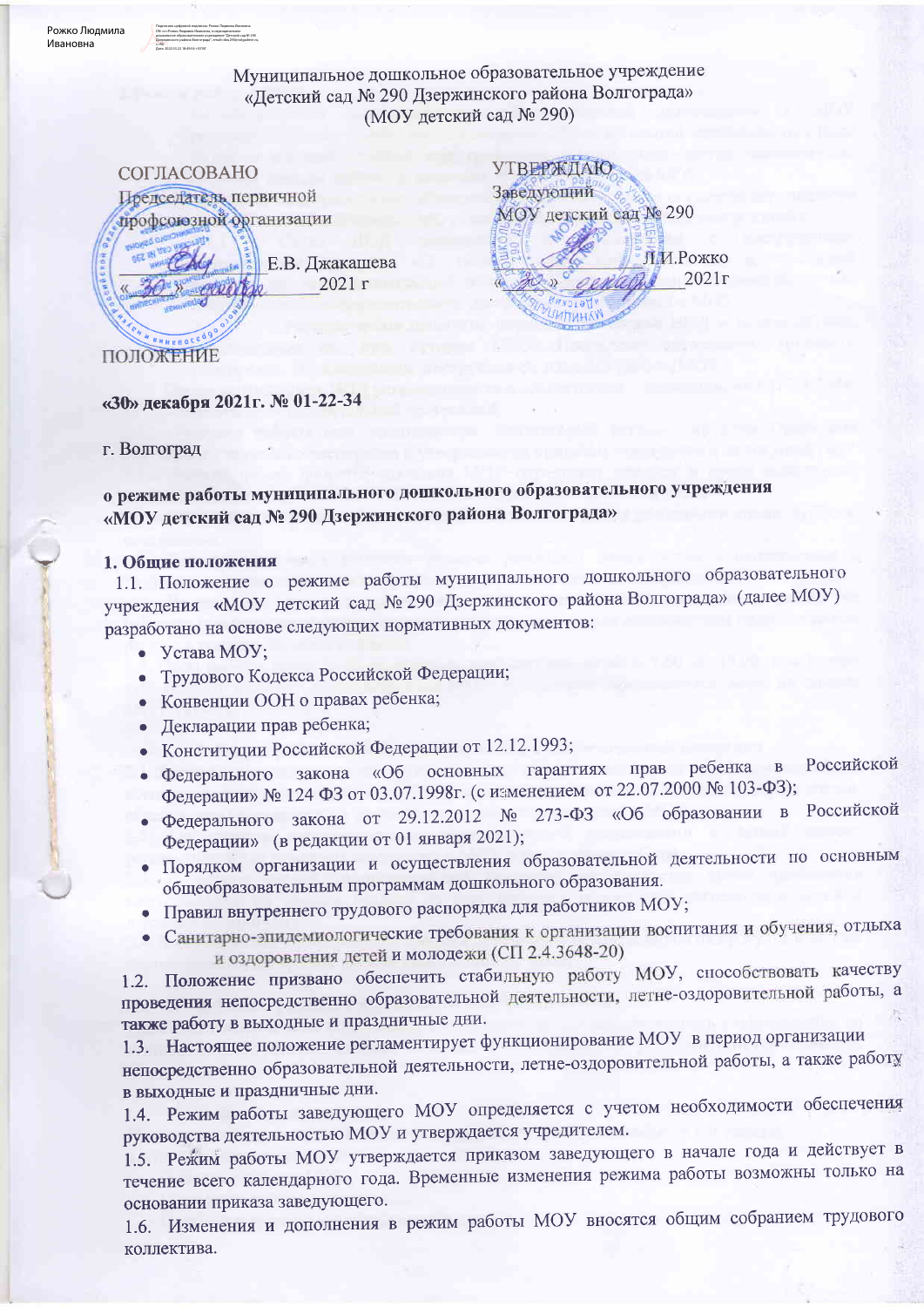Муниципальное дошкольное образовательное учреждение
«Детский сад № 290 Дзержинского района Волгограда»
(МОУ детский сад № 290)

СОГЛАСОВАНО
Председатель первичной
профсоюзной организации
_____________ Е.В. Джакашева
«30» _________ 2021 г

УТВЕРЖДАЮ
Заведующий
МОУ детский сад № 290
_____________ Л.И.Рожко
«30» декабря 2021г

ПОЛОЖЕНИЕ

**«30» декабря 2021г. № 01-22-34**

г. Волгоград

**о режиме работы муниципального дошкольного образовательного учреждения «МОУ детский сад № 290 Дзержинского района Волгограда»**

**1. Общие положения**

1.1. Положение о режиме работы муниципального дошкольного образовательного учреждения «МОУ детский сад № 290 Дзержинского района Волгограда» (далее МОУ) разработано на основе следующих нормативных документов:

- Устава МОУ;
- Трудового Кодекса Российской Федерации;
- Конвенции ООН о правах ребенка;
- Декларации прав ребенка;
- Конституции Российской Федерации от 12.12.1993;
- Федерального закона «Об основных гарантиях прав ребенка в Российской Федерации» № 124 ФЗ от 03.07.1998г. (с изменением от 22.07.2000 № 103-ФЗ);
- Федерального закона от 29.12.2012 № 273-ФЗ «Об образовании в Российской Федерации» (в редакции от 01 января 2021);
- Порядком организации и осуществления образовательной деятельности по основным общеобразовательным программам дошкольного образования.
- Правил внутреннего трудового распорядка для работников МОУ;
- Санитарно-эпидемиологические требования к организации воспитания и обучения, отдыха и оздоровления детей и молодежи (СП 2.4.3648-20)

1.2. Положение призвано обеспечить стабильную работу МОУ, способствовать качеству проведения непосредственно образовательной деятельности, летне-оздоровительной работы, а также работу в выходные и праздничные дни.

1.3. Настоящее положение регламентирует функционирование МОУ в период организации непосредственно образовательной деятельности, летне-оздоровительной работы, а также работу в выходные и праздничные дни.

1.4. Режим работы заведующего МОУ определяется с учетом необходимости обеспечения руководства деятельностью МОУ и утверждается учредителем.

1.5. Режим работы МОУ утверждается приказом заведующего в начале года и действует в течение всего календарного года. Временные изменения режима работы возможны только на основании приказа заведующего.

1.6. Изменения и дополнения в режим работы МОУ вносятся общим собранием трудового коллектива.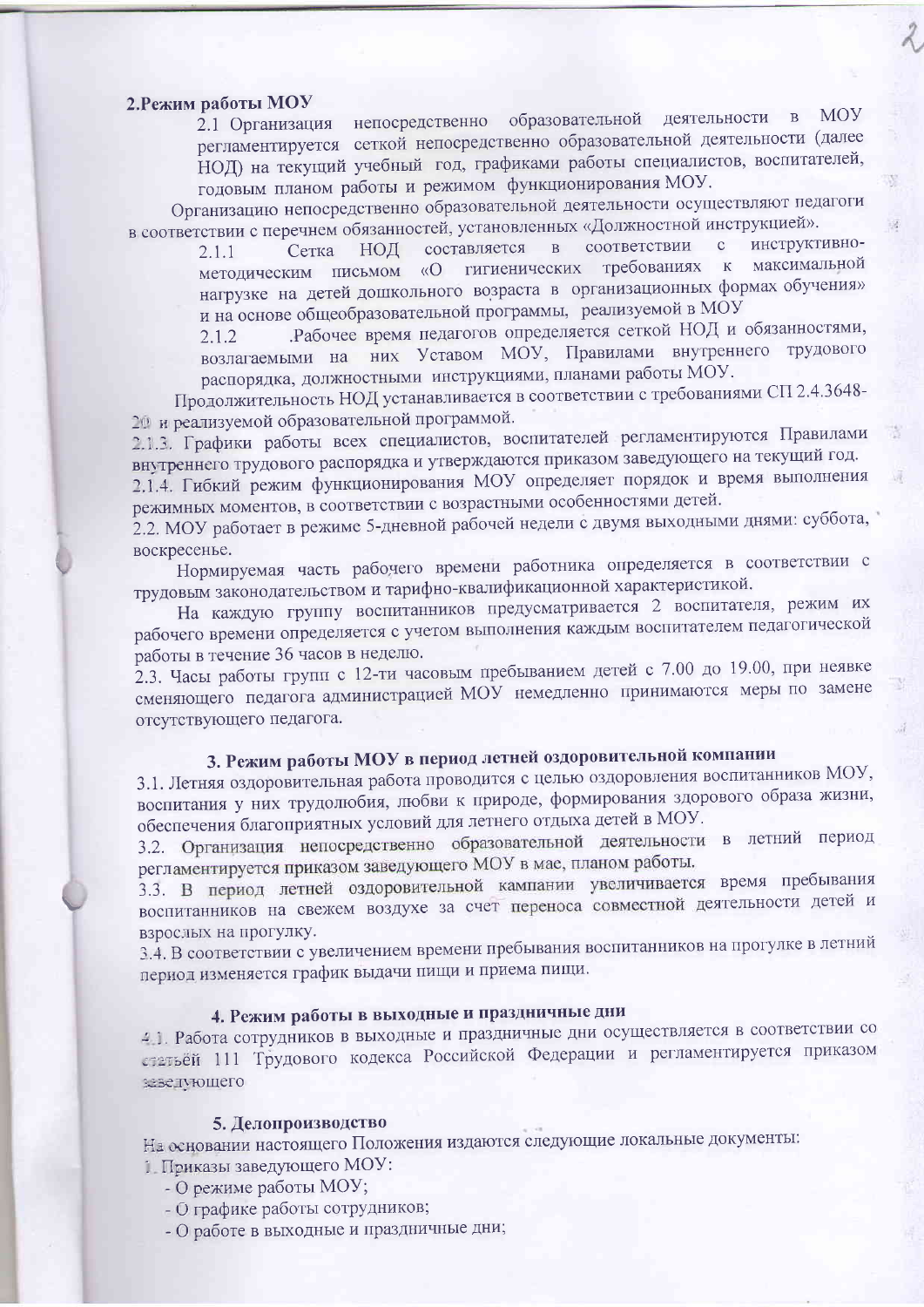## 2.Режим работы МОУ

2.1 Организация непосредственно образовательной деятельности в МОУ регламентируется сеткой непосредственно образовательной деятельности (далее НОД) на текущий учебный год, графиками работы специалистов, воспитателей, годовым планом работы и режимом функционирования МОУ.

Организацию непосредственно образовательной деятельности осуществляют педагоги в соответствии с перечнем обязанностей, установленных «Должностной инструкцией».

2.1.1 Сетка НОД составляется в соответствии с инструктивно-методическим письмом «О гигиенических требованиях к максимальной нагрузке на детей дошкольного возраста в организационных формах обучения» и на основе общеобразовательной программы, реализуемой в МОУ

2.1.2 .Рабочее время педагогов определяется сеткой НОД и обязанностями, возлагаемыми на них Уставом МОУ, Правилами внутреннего трудового распорядка, должностными инструкциями, планами работы МОУ.

Продолжительность НОД устанавливается в соответствии с требованиями СП 2.4.3648-20 и реализуемой образовательной программой.

2.1.3. Графики работы всех специалистов, воспитателей регламентируются Правилами внутреннего трудового распорядка и утверждаются приказом заведующего на текущий год.

2.1.4. Гибкий режим функционирования МОУ определяет порядок и время выполнения режимных моментов, в соответствии с возрастными особенностями детей.

2.2. МОУ работает в режиме 5-дневной рабочей недели с двумя выходными днями: суббота, воскресенье.

Нормируемая часть рабочего времени работника определяется в соответствии с трудовым законодательством и тарифно-квалификационной характеристикой.

На каждую группу воспитанников предусматривается 2 воспитателя, режим их рабочего времени определяется с учетом выполнения каждым воспитателем педагогической работы в течение 36 часов в неделю.

2.3. Часы работы групп с 12-ти часовым пребыванием детей с 7.00 до 19.00, при неявке сменяющего педагога администрацией МОУ немедленно принимаются меры по замене отсутствующего педагога.

## 3. Режим работы МОУ в период летней оздоровительной компании

3.1. Летняя оздоровительная работа проводится с целью оздоровления воспитанников МОУ, воспитания у них трудолюбия, любви к природе, формирования здорового образа жизни, обеспечения благоприятных условий для летнего отдыха детей в МОУ.

3.2. Организация непосредственно образовательной деятельности в летний период регламентируется приказом заведующего МОУ в мае, планом работы.

3.3. В период летней оздоровительной кампании увеличивается время пребывания воспитанников на свежем воздухе за счет переноса совместной деятельности детей и взрослых на прогулку.

3.4. В соответствии с увеличением времени пребывания воспитанников на прогулке в летний период изменяется график выдачи пищи и приема пищи.

## 4. Режим работы в выходные и праздничные дни

4.1. Работа сотрудников в выходные и праздничные дни осуществляется в соответствии со статьёй 111 Трудового кодекса Российской Федерации и регламентируется приказом заведующего

## 5. Делопроизводство

На основании настоящего Положения издаются следующие локальные документы:

1. Приказы заведующего МОУ:
   - О режиме работы МОУ;
   - О графике работы сотрудников;
   - О работе в выходные и праздничные дни;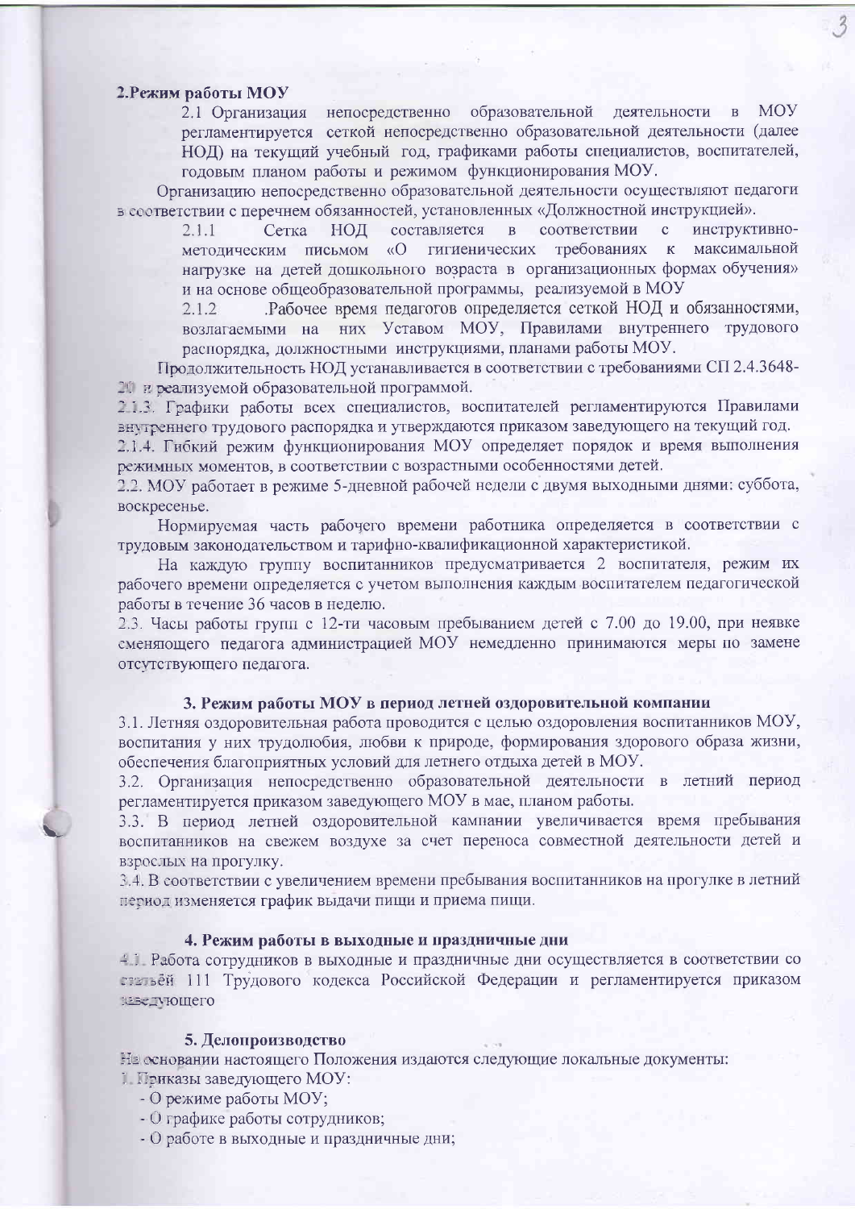## 2.Режим работы МОУ

2.1 Организация непосредственно образовательной деятельности в МОУ регламентируется сеткой непосредственно образовательной деятельности (далее НОД) на текущий учебный год, графиками работы специалистов, воспитателей, годовым планом работы и режимом функционирования МОУ.

Организацию непосредственно образовательной деятельности осуществляют педагоги в соответствии с перечнем обязанностей, установленных «Должностной инструкцией».

2.1.1 Сетка НОД составляется в соответствии с инструктивно-методическим письмом «О гигиенических требованиях к максимальной нагрузке на детей дошкольного возраста в организационных формах обучения» и на основе общеобразовательной программы, реализуемой в МОУ

2.1.2 .Рабочее время педагогов определяется сеткой НОД и обязанностями, возлагаемыми на них Уставом МОУ, Правилами внутреннего трудового распорядка, должностными инструкциями, планами работы МОУ.

Продолжительность НОД устанавливается в соответствии с требованиями СП 2.4.3648-20 и реализуемой образовательной программой.

2.1.3. Графики работы всех специалистов, воспитателей регламентируются Правилами внутреннего трудового распорядка и утверждаются приказом заведующего на текущий год.

2.1.4. Гибкий режим функционирования МОУ определяет порядок и время выполнения режимных моментов, в соответствии с возрастными особенностями детей.

2.2. МОУ работает в режиме 5-дневной рабочей недели с двумя выходными днями: суббота, воскресенье.

Нормируемая часть рабочего времени работника определяется в соответствии с трудовым законодательством и тарифно-квалификационной характеристикой.

На каждую группу воспитанников предусматривается 2 воспитателя, режим их рабочего времени определяется с учетом выполнения каждым воспитателем педагогической работы в течение 36 часов в неделю.

2.3. Часы работы групп с 12-ти часовым пребыванием детей с 7.00 до 19.00, при неявке сменяющего педагога администрацией МОУ немедленно принимаются меры по замене отсутствующего педагога.

## 3. Режим работы МОУ в период летней оздоровительной компании

3.1. Летняя оздоровительная работа проводится с целью оздоровления воспитанников МОУ, воспитания у них трудолюбия, любви к природе, формирования здорового образа жизни, обеспечения благоприятных условий для летнего отдыха детей в МОУ.

3.2. Организация непосредственно образовательной деятельности в летний период регламентируется приказом заведующего МОУ в мае, планом работы.

3.3. В период летней оздоровительной кампании увеличивается время пребывания воспитанников на свежем воздухе за счет переноса совместной деятельности детей и взрослых на прогулку.

3.4. В соответствии с увеличением времени пребывания воспитанников на прогулке в летний период изменяется график выдачи пищи и приема пищи.

## 4. Режим работы в выходные и праздничные дни

4.1. Работа сотрудников в выходные и праздничные дни осуществляется в соответствии со статьёй 111 Трудового кодекса Российской Федерации и регламентируется приказом заведующего

## 5. Делопроизводство

На основании настоящего Положения издаются следующие локальные документы:

1. Приказы заведующего МОУ:
   - О режиме работы МОУ;
   - О графике работы сотрудников;
   - О работе в выходные и праздничные дни;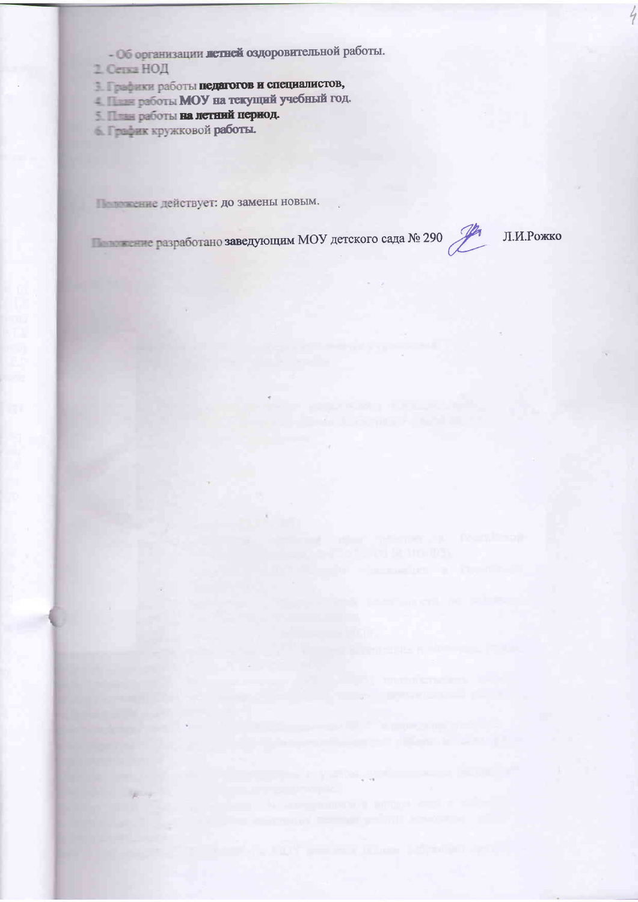- Об организации летней оздоровительной работы.

2. Сетка НОД
3. Графики работы педагогов и специалистов,
4. План работы МОУ на текущий учебный год.
5. План работы на летний период.
6. График кружковой работы.

Положение действует: до замены новым.

Положение разработано заведующим МОУ детского сада № 290 Л.И.Рожко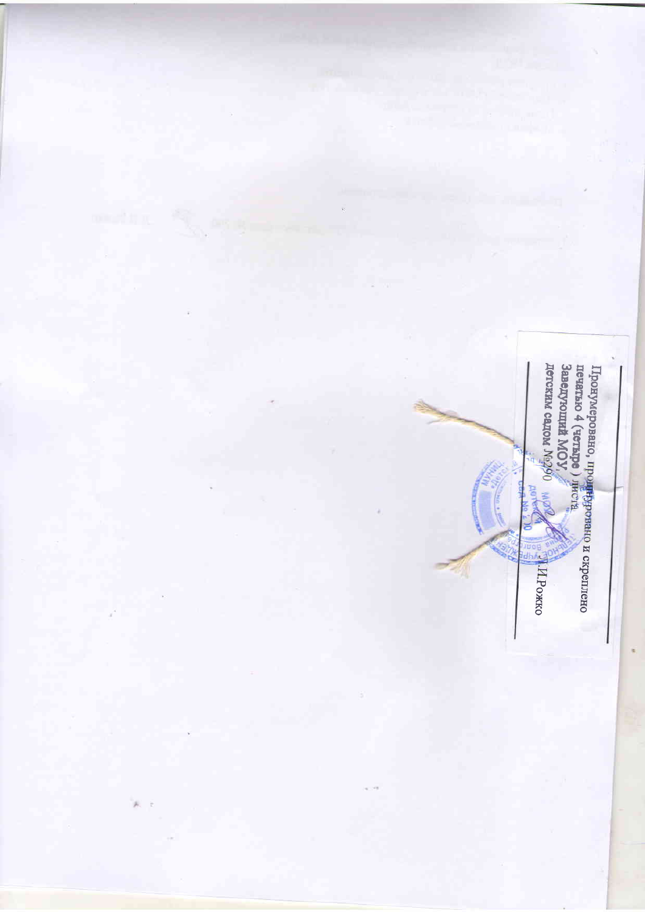Прокумеровано, прошнуровано и скреплено печатью 4 (четыре) листа.

Заведующий МОУ детским садом №290 И.И.Рожко